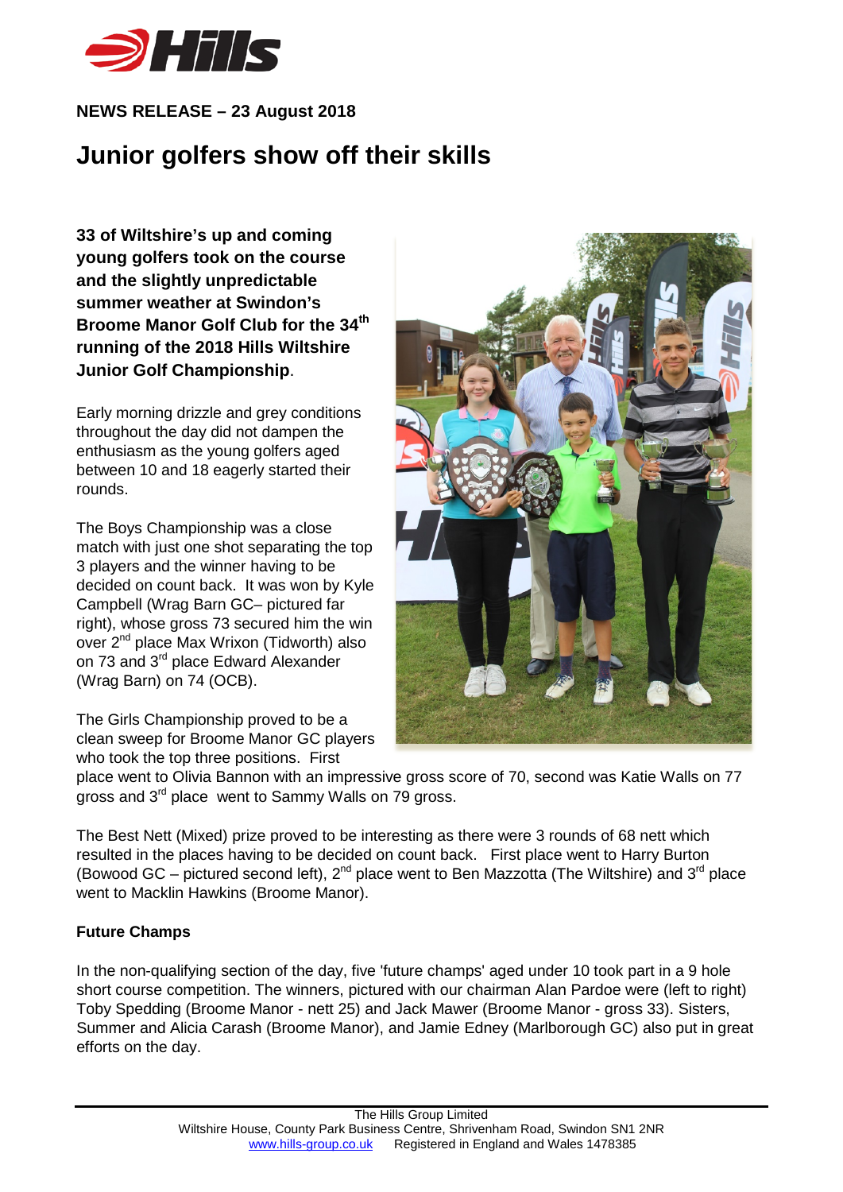**NEWS RELEASE – 23 August 2018**

# Junior golfers show off their skills

**33 of Wiltshire's up and coming young golfers took on the course and the slightly unpredictable summer weather at Swindon's Broome Manor Golf Club for the 34th running of the 2018 Hills Wiltshire Junior Golf Championship**.

Early morning drizzle and grey conditions throughout the day did not dampen the enthusiasm as the young golfers aged between 10 and 18 eagerly started their rounds.

The Boys Championship was a close match with just one shot separating the top 3 players and the winner having to be decided on count back. It was won by Kyle Campbell (Wrag Barn GC– pictured far right), whose gross 73 secured him the win over 2nd place Max Wrixon (Tidworth) also on 73 and 3rd place Edward Alexander (Wrag Barn) on 74 (OCB).

The Girls Championship proved to be a clean sweep for Broome Manor GC players who took the top three positions. First place went to Olivia Bannon with an impressive gross score of 70, second was Katie Walls on 77 gross and 3rd place went to Sammy Walls on 79 gross.

The Best Nett (Mixed) prize proved to be interesting as there were 3 rounds of 68 nett which resulted in the places having to be decided on count back. First place went to Harry Burton (Bowood GC – pictured second left), 2nd place went to Ben Mazzotta (The Wiltshire) and 3rd place went to Macklin Hawkins (Broome Manor).

**Future Champs**

In the non-qualifying section of the day, five 'future champs' aged under 10 took part in a 9 hole short course competition. The winners, pictured with our chairman Alan Pardoe were (left to right) Toby Spedding (Broome Manor - nett 25) and Jack Mawer (Broome Manor - gross 33). Sisters, Summer and Alicia Carash (Broome Manor), and Jamie Edney (Marlborough GC) also put in great efforts on the day.

The Hills Group Limited
Wiltshire House, County Park Business Centre, Shrivenham Road, Swindon SN1 2NR
www.hills-group.co.uk Registered in England and Wales 1478385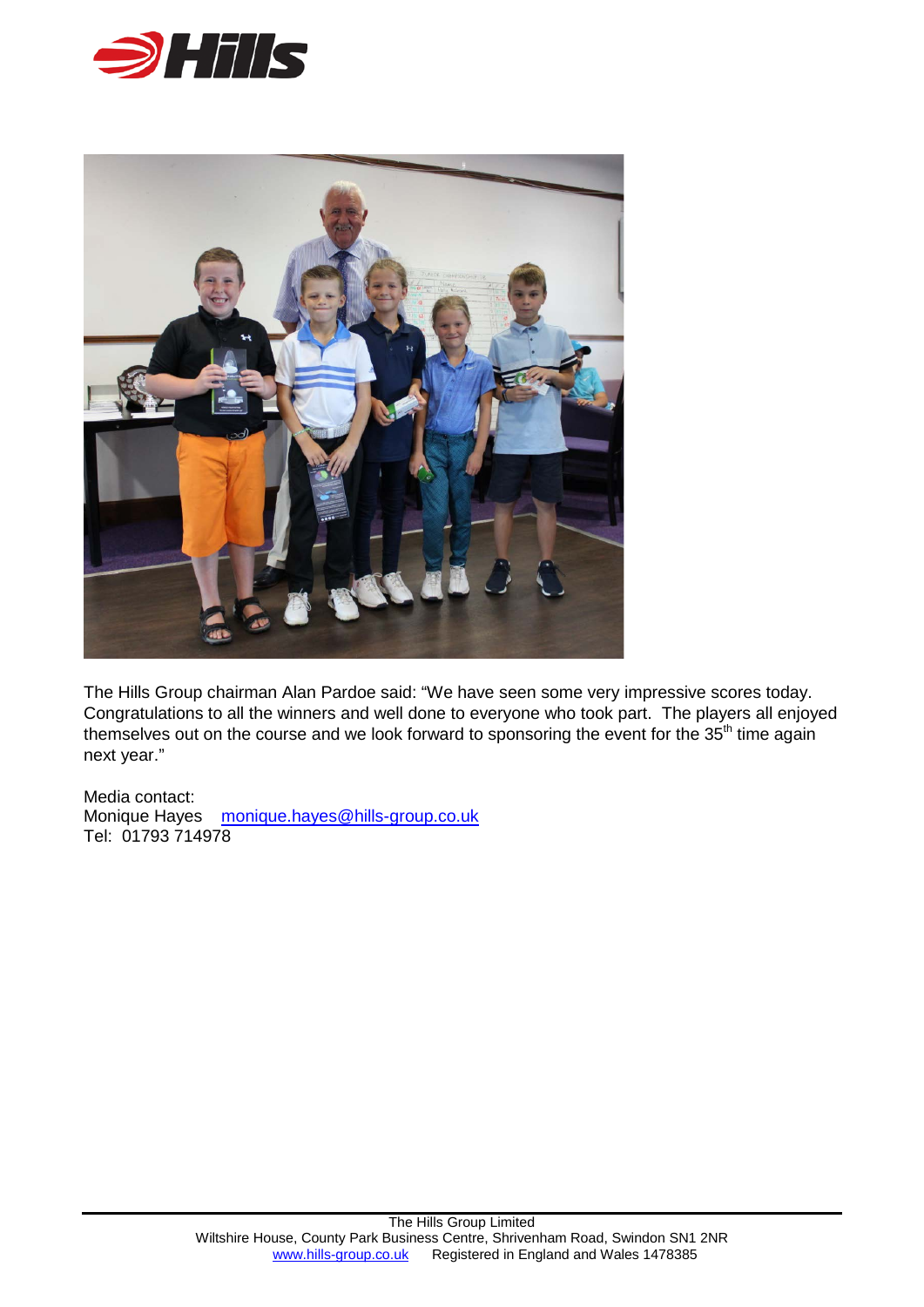The Hills Group chairman Alan Pardoe said: “We have seen some very impressive scores today. Congratulations to all the winners and well done to everyone who took part. The players all enjoyed themselves out on the course and we look forward to sponsoring the event for the 35th time again next year.”

Media contact:
Monique Hayes [monique.hayes@hills-group.co.uk](mailto:monique.hayes@hills-group.co.uk)
Tel: 01793 714978